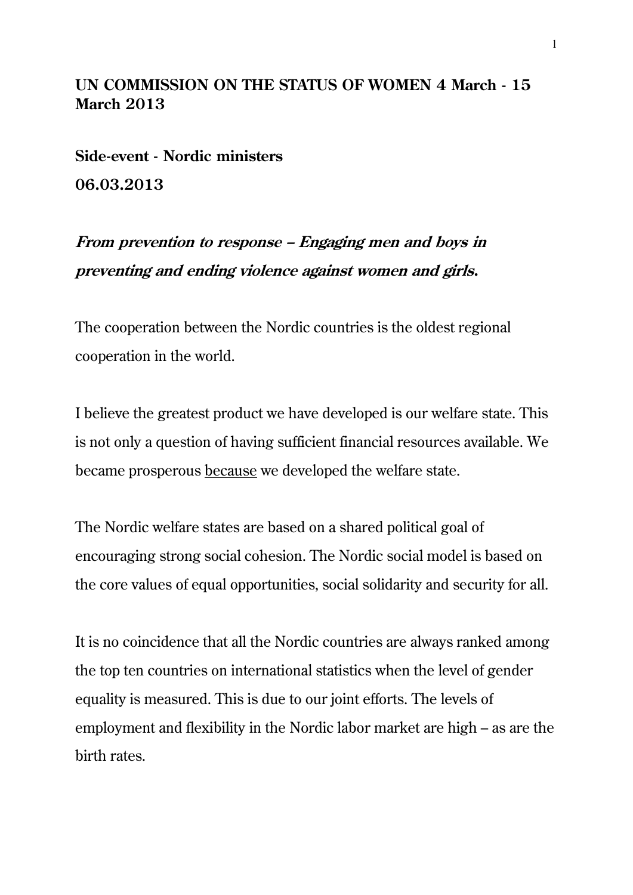**UN COMMISSION ON THE STATUS OF WOMEN 4 March - 15 March 2013**

**Side-event - Nordic ministers**

**06.03.2013**

***From prevention to response – Engaging men and boys in preventing and ending violence against women and girls.***

The cooperation between the Nordic countries is the oldest regional cooperation in the world.

I believe the greatest product we have developed is our welfare state. This is not only a question of having sufficient financial resources available. We became prosperous <u>because</u> we developed the welfare state.

The Nordic welfare states are based on a shared political goal of encouraging strong social cohesion. The Nordic social model is based on the core values of equal opportunities, social solidarity and security for all.

It is no coincidence that all the Nordic countries are always ranked among the top ten countries on international statistics when the level of gender equality is measured. This is due to our joint efforts. The levels of employment and flexibility in the Nordic labor market are high – as are the birth rates.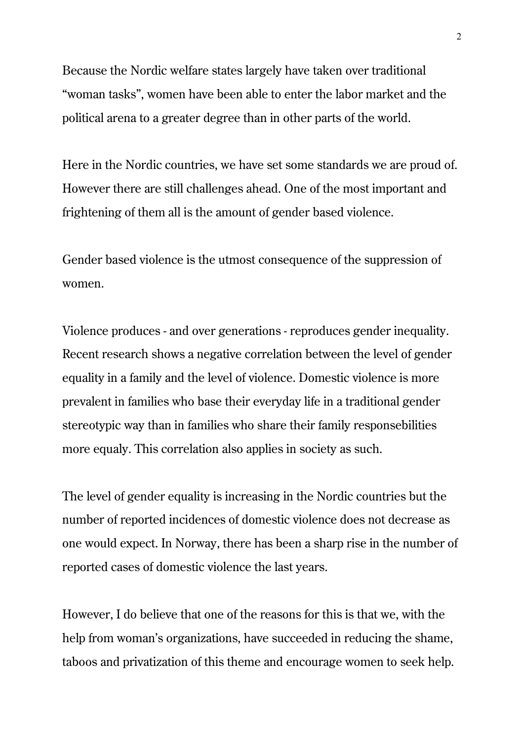Because the Nordic welfare states largely have taken over traditional "woman tasks", women have been able to enter the labor market and the political arena to a greater degree than in other parts of the world.

Here in the Nordic countries, we have set some standards we are proud of. However there are still challenges ahead. One of the most important and frightening of them all is the amount of gender based violence.

Gender based violence is the utmost consequence of the suppression of women.

Violence produces - and over generations - reproduces gender inequality. Recent research shows a negative correlation between the level of gender equality in a family and the level of violence. Domestic violence is more prevalent in families who base their everyday life in a traditional gender stereotypic way than in families who share their family responsebilities more equaly. This correlation also applies in society as such.

The level of gender equality is increasing in the Nordic countries but the number of reported incidences of domestic violence does not decrease as one would expect. In Norway, there has been a sharp rise in the number of reported cases of domestic violence the last years.

However, I do believe that one of the reasons for this is that we, with the help from woman's organizations, have succeeded in reducing the shame, taboos and privatization of this theme and encourage women to seek help.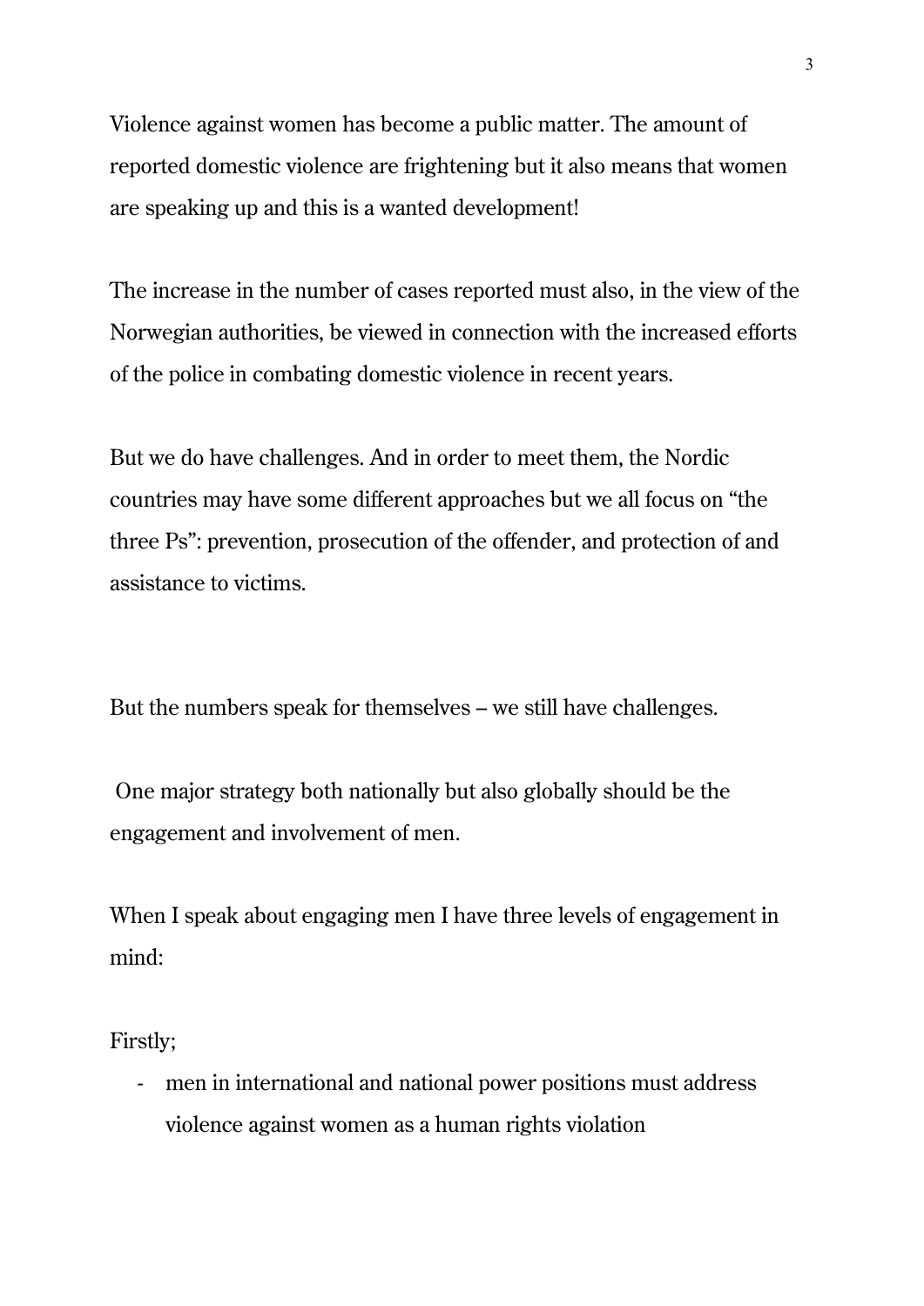Violence against women has become a public matter. The amount of reported domestic violence are frightening but it also means that women are speaking up and this is a wanted development!

The increase in the number of cases reported must also, in the view of the Norwegian authorities, be viewed in connection with the increased efforts of the police in combating domestic violence in recent years.

But we do have challenges. And in order to meet them, the Nordic countries may have some different approaches but we all focus on “the three Ps”: prevention, prosecution of the offender, and protection of and assistance to victims.

But the numbers speak for themselves – we still have challenges.

One major strategy both nationally but also globally should be the engagement and involvement of men.

When I speak about engaging men I have three levels of engagement in mind:

Firstly;

- men in international and national power positions must address violence against women as a human rights violation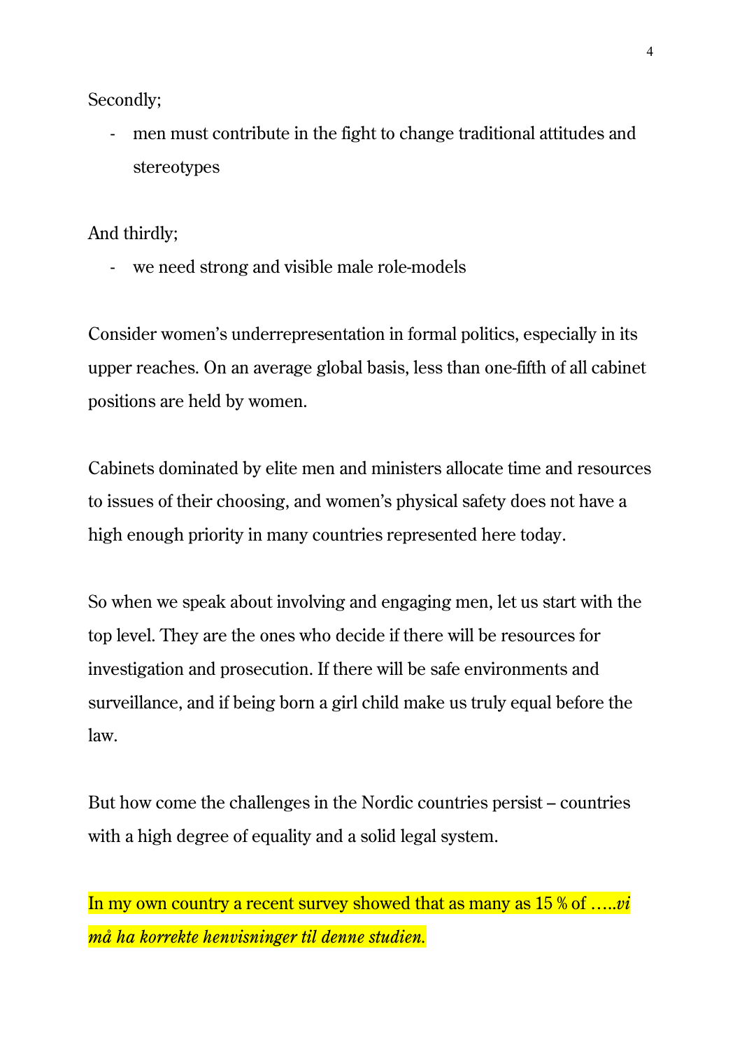Secondly;

- men must contribute in the fight to change traditional attitudes and stereotypes

And thirdly;

- we need strong and visible male role-models

Consider women's underrepresentation in formal politics, especially in its upper reaches. On an average global basis, less than one-fifth of all cabinet positions are held by women.

Cabinets dominated by elite men and ministers allocate time and resources to issues of their choosing, and women's physical safety does not have a high enough priority in many countries represented here today.

So when we speak about involving and engaging men, let us start with the top level. They are the ones who decide if there will be resources for investigation and prosecution. If there will be safe environments and surveillance, and if being born a girl child make us truly equal before the law.

But how come the challenges in the Nordic countries persist – countries with a high degree of equality and a solid legal system.

In my own country a recent survey showed that as many as 15 % of …..*vi må ha korrekte henvisninger til denne studien.*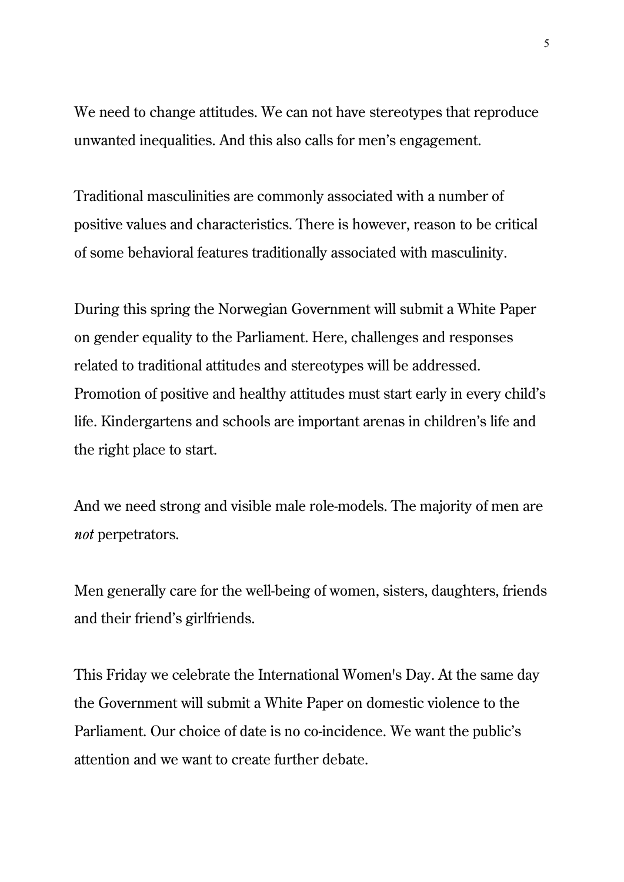We need to change attitudes. We can not have stereotypes that reproduce unwanted inequalities. And this also calls for men's engagement.

Traditional masculinities are commonly associated with a number of positive values and characteristics. There is however, reason to be critical of some behavioral features traditionally associated with masculinity.

During this spring the Norwegian Government will submit a White Paper on gender equality to the Parliament. Here, challenges and responses related to traditional attitudes and stereotypes will be addressed. Promotion of positive and healthy attitudes must start early in every child's life. Kindergartens and schools are important arenas in children's life and the right place to start.

And we need strong and visible male role-models. The majority of men are *not* perpetrators.

Men generally care for the well-being of women, sisters, daughters, friends and their friend's girlfriends.

This Friday we celebrate the International Women's Day. At the same day the Government will submit a White Paper on domestic violence to the Parliament. Our choice of date is no co-incidence. We want the public's attention and we want to create further debate.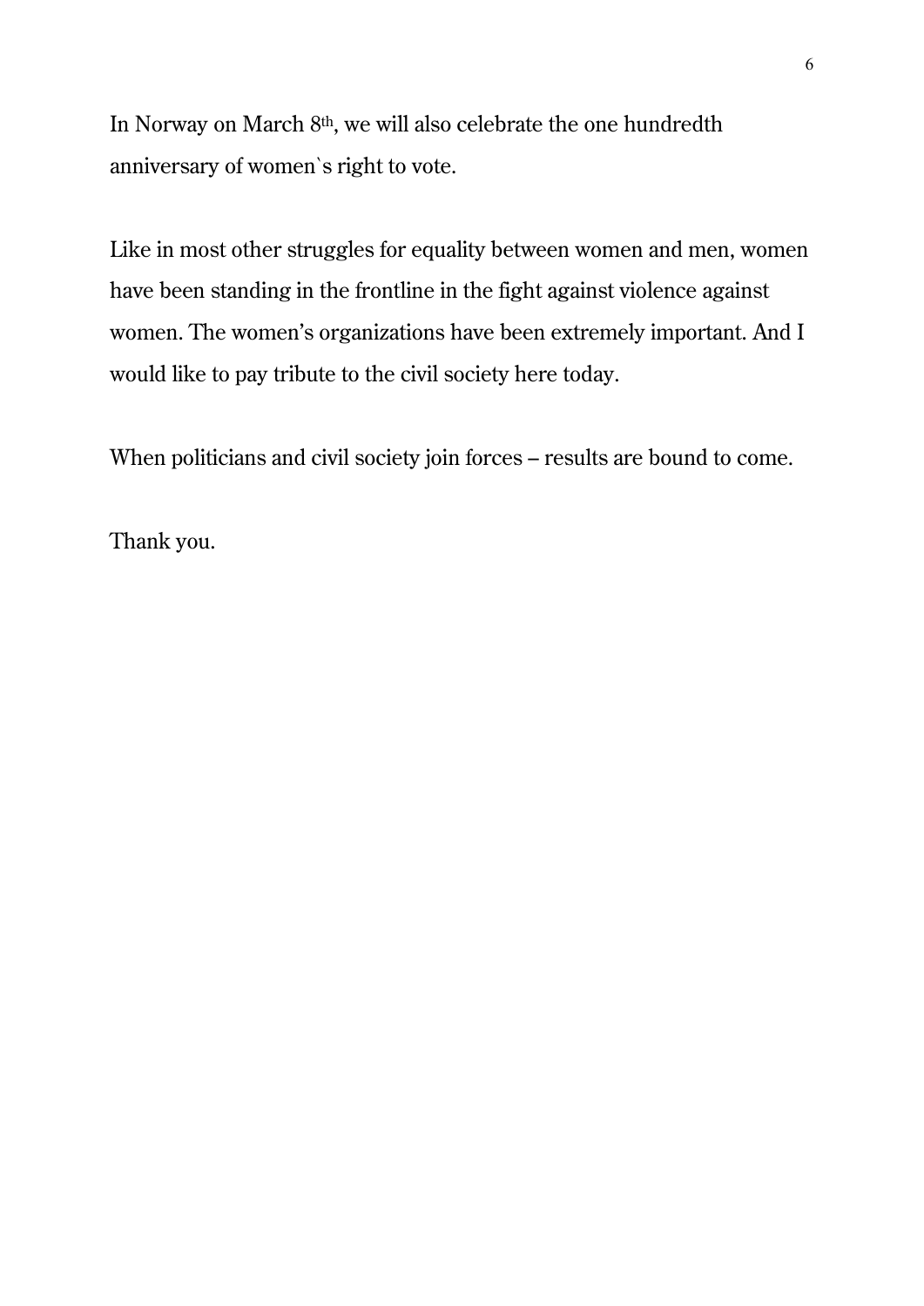In Norway on March 8th, we will also celebrate the one hundredth anniversary of women`s right to vote.

Like in most other struggles for equality between women and men, women have been standing in the frontline in the fight against violence against women. The women's organizations have been extremely important. And I would like to pay tribute to the civil society here today.

When politicians and civil society join forces – results are bound to come.

Thank you.